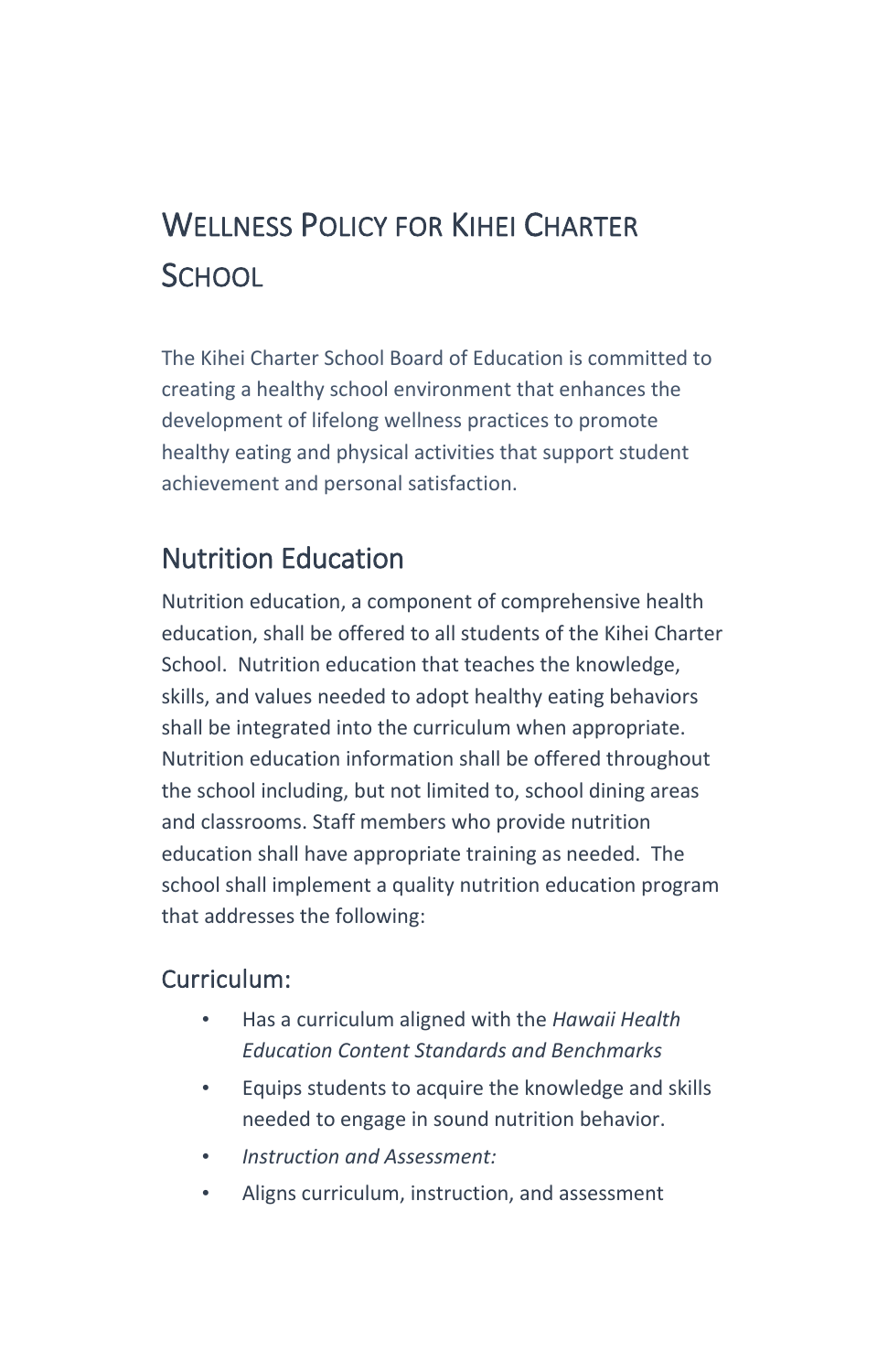# Wellness Policy for Kihei Charter School

The Kihei Charter School Board of Education is committed to creating a healthy school environment that enhances the development of lifelong wellness practices to promote healthy eating and physical activities that support student achievement and personal satisfaction.

## Nutrition Education

Nutrition education, a component of comprehensive health education, shall be offered to all students of the Kihei Charter School. Nutrition education that teaches the knowledge, skills, and values needed to adopt healthy eating behaviors shall be integrated into the curriculum when appropriate. Nutrition education information shall be offered throughout the school including, but not limited to, school dining areas and classrooms. Staff members who provide nutrition education shall have appropriate training as needed. The school shall implement a quality nutrition education program that addresses the following:

### Curriculum:

- Has a curriculum aligned with the *Hawaii Health Education Content Standards and Benchmarks*
- Equips students to acquire the knowledge and skills needed to engage in sound nutrition behavior.
- *Instruction and Assessment:*
- Aligns curriculum, instruction, and assessment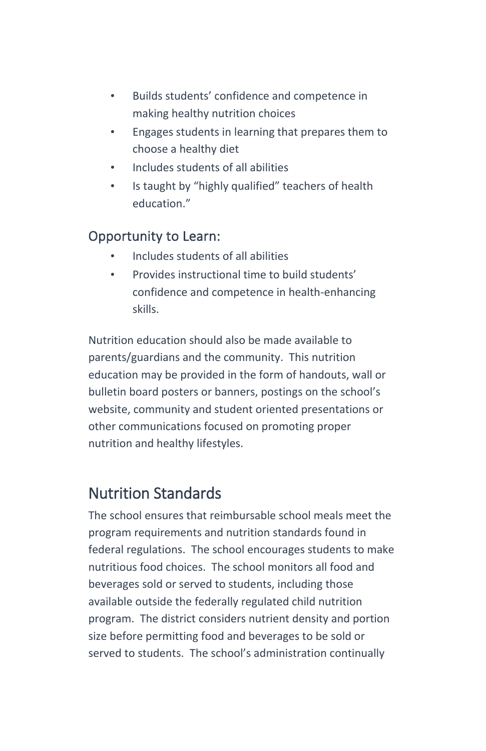- Builds students' confidence and competence in making healthy nutrition choices
- Engages students in learning that prepares them to choose a healthy diet
- Includes students of all abilities
- Is taught by "highly qualified" teachers of health education."

### Opportunity to Learn:

- Includes students of all abilities
- Provides instructional time to build students' confidence and competence in health-enhancing skills.

Nutrition education should also be made available to parents/guardians and the community. This nutrition education may be provided in the form of handouts, wall or bulletin board posters or banners, postings on the school's website, community and student oriented presentations or other communications focused on promoting proper nutrition and healthy lifestyles.

## Nutrition Standards

The school ensures that reimbursable school meals meet the program requirements and nutrition standards found in federal regulations. The school encourages students to make nutritious food choices. The school monitors all food and beverages sold or served to students, including those available outside the federally regulated child nutrition program. The district considers nutrient density and portion size before permitting food and beverages to be sold or served to students. The school's administration continually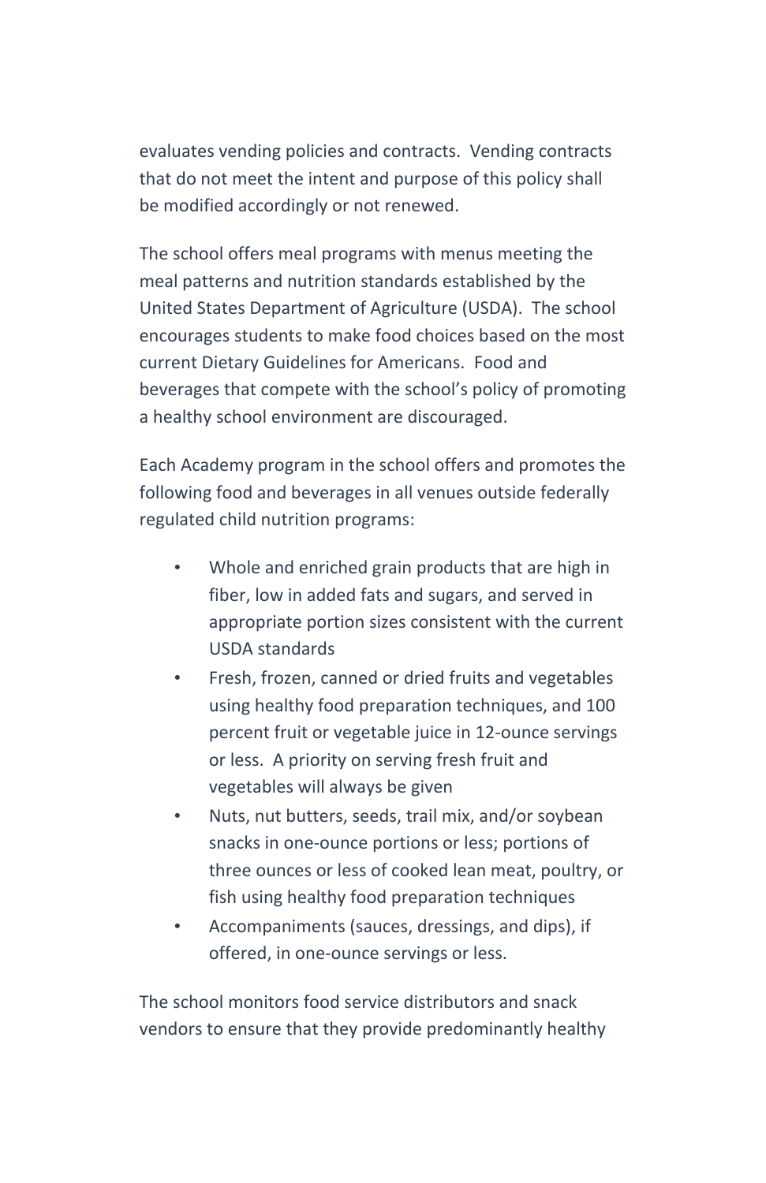evaluates vending policies and contracts. Vending contracts that do not meet the intent and purpose of this policy shall be modified accordingly or not renewed.

The school offers meal programs with menus meeting the meal patterns and nutrition standards established by the United States Department of Agriculture (USDA). The school encourages students to make food choices based on the most current Dietary Guidelines for Americans. Food and beverages that compete with the school's policy of promoting a healthy school environment are discouraged.

Each Academy program in the school offers and promotes the following food and beverages in all venues outside federally regulated child nutrition programs:

- Whole and enriched grain products that are high in fiber, low in added fats and sugars, and served in appropriate portion sizes consistent with the current USDA standards
- Fresh, frozen, canned or dried fruits and vegetables using healthy food preparation techniques, and 100 percent fruit or vegetable juice in 12-ounce servings or less. A priority on serving fresh fruit and vegetables will always be given
- Nuts, nut butters, seeds, trail mix, and/or soybean snacks in one-ounce portions or less; portions of three ounces or less of cooked lean meat, poultry, or fish using healthy food preparation techniques
- Accompaniments (sauces, dressings, and dips), if offered, in one-ounce servings or less.

The school monitors food service distributors and snack vendors to ensure that they provide predominantly healthy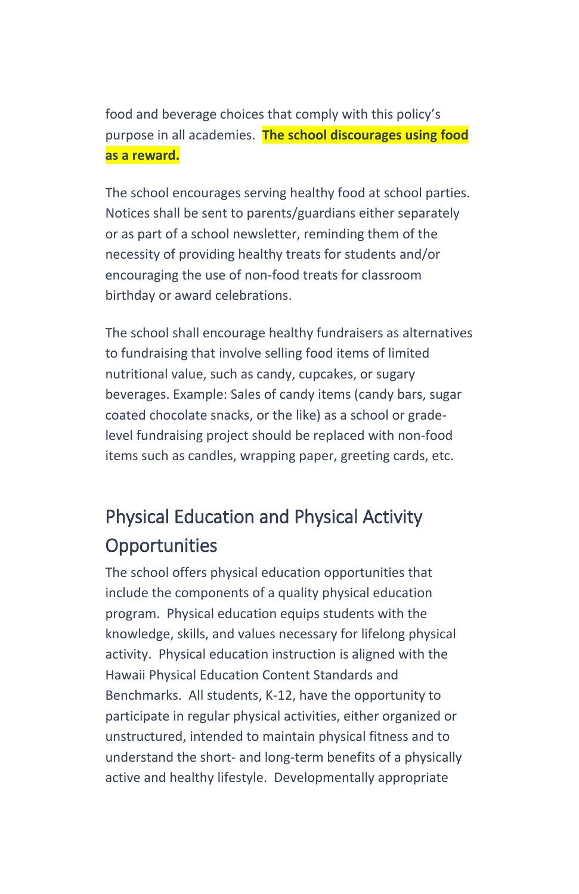food and beverage choices that comply with this policy's purpose in all academies. **The school discourages using food as a reward.**

The school encourages serving healthy food at school parties. Notices shall be sent to parents/guardians either separately or as part of a school newsletter, reminding them of the necessity of providing healthy treats for students and/or encouraging the use of non-food treats for classroom birthday or award celebrations.

The school shall encourage healthy fundraisers as alternatives to fundraising that involve selling food items of limited nutritional value, such as candy, cupcakes, or sugary beverages. Example: Sales of candy items (candy bars, sugar coated chocolate snacks, or the like) as a school or grade-level fundraising project should be replaced with non-food items such as candles, wrapping paper, greeting cards, etc.

## Physical Education and Physical Activity Opportunities

The school offers physical education opportunities that include the components of a quality physical education program. Physical education equips students with the knowledge, skills, and values necessary for lifelong physical activity. Physical education instruction is aligned with the Hawaii Physical Education Content Standards and Benchmarks. All students, K-12, have the opportunity to participate in regular physical activities, either organized or unstructured, intended to maintain physical fitness and to understand the short- and long-term benefits of a physically active and healthy lifestyle. Developmentally appropriate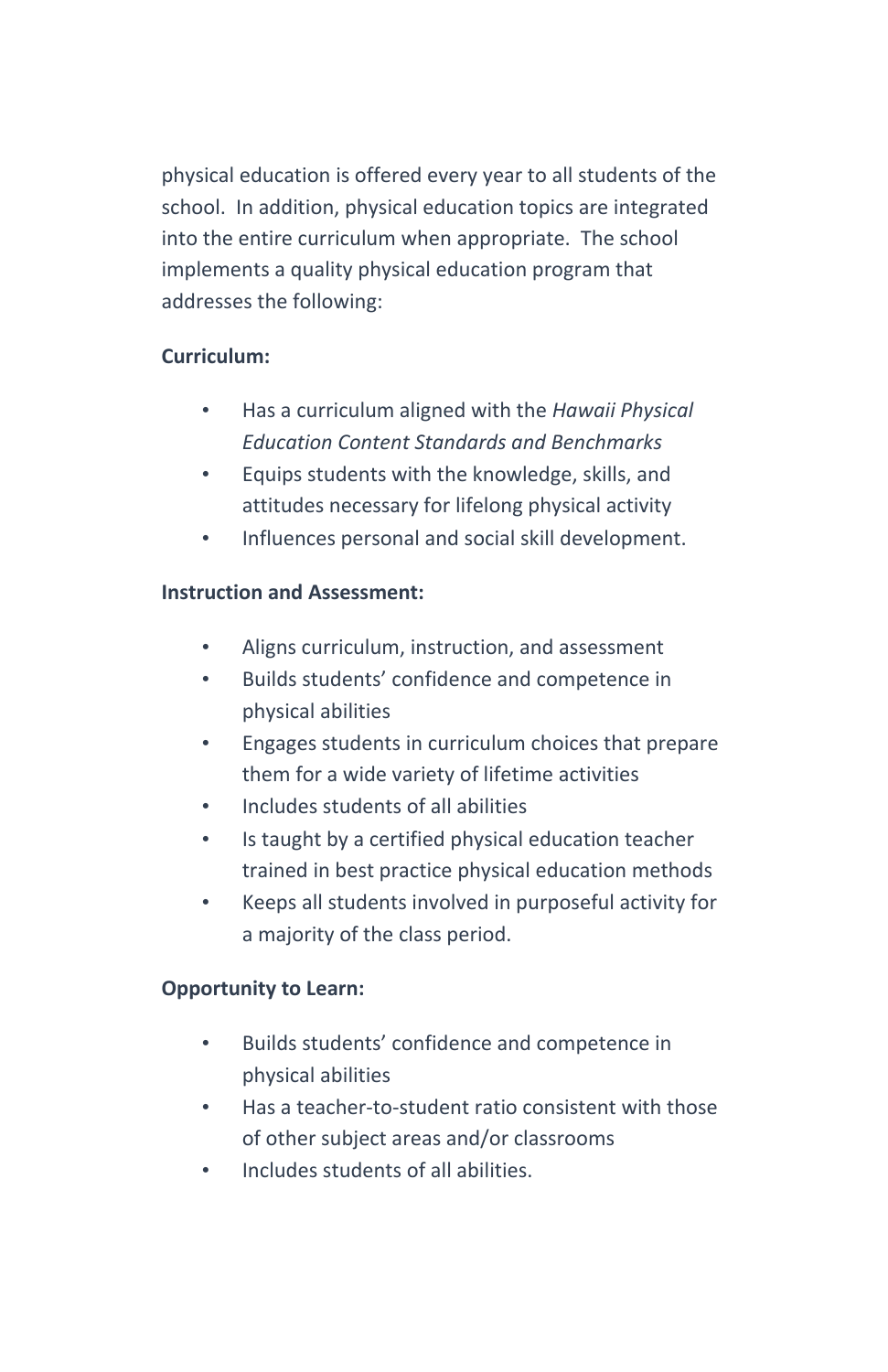physical education is offered every year to all students of the school. In addition, physical education topics are integrated into the entire curriculum when appropriate. The school implements a quality physical education program that addresses the following:

**Curriculum:**

- Has a curriculum aligned with the *Hawaii Physical Education Content Standards and Benchmarks*
- Equips students with the knowledge, skills, and attitudes necessary for lifelong physical activity
- Influences personal and social skill development.

**Instruction and Assessment:**

- Aligns curriculum, instruction, and assessment
- Builds students' confidence and competence in physical abilities
- Engages students in curriculum choices that prepare them for a wide variety of lifetime activities
- Includes students of all abilities
- Is taught by a certified physical education teacher trained in best practice physical education methods
- Keeps all students involved in purposeful activity for a majority of the class period.

**Opportunity to Learn:**

- Builds students' confidence and competence in physical abilities
- Has a teacher-to-student ratio consistent with those of other subject areas and/or classrooms
- Includes students of all abilities.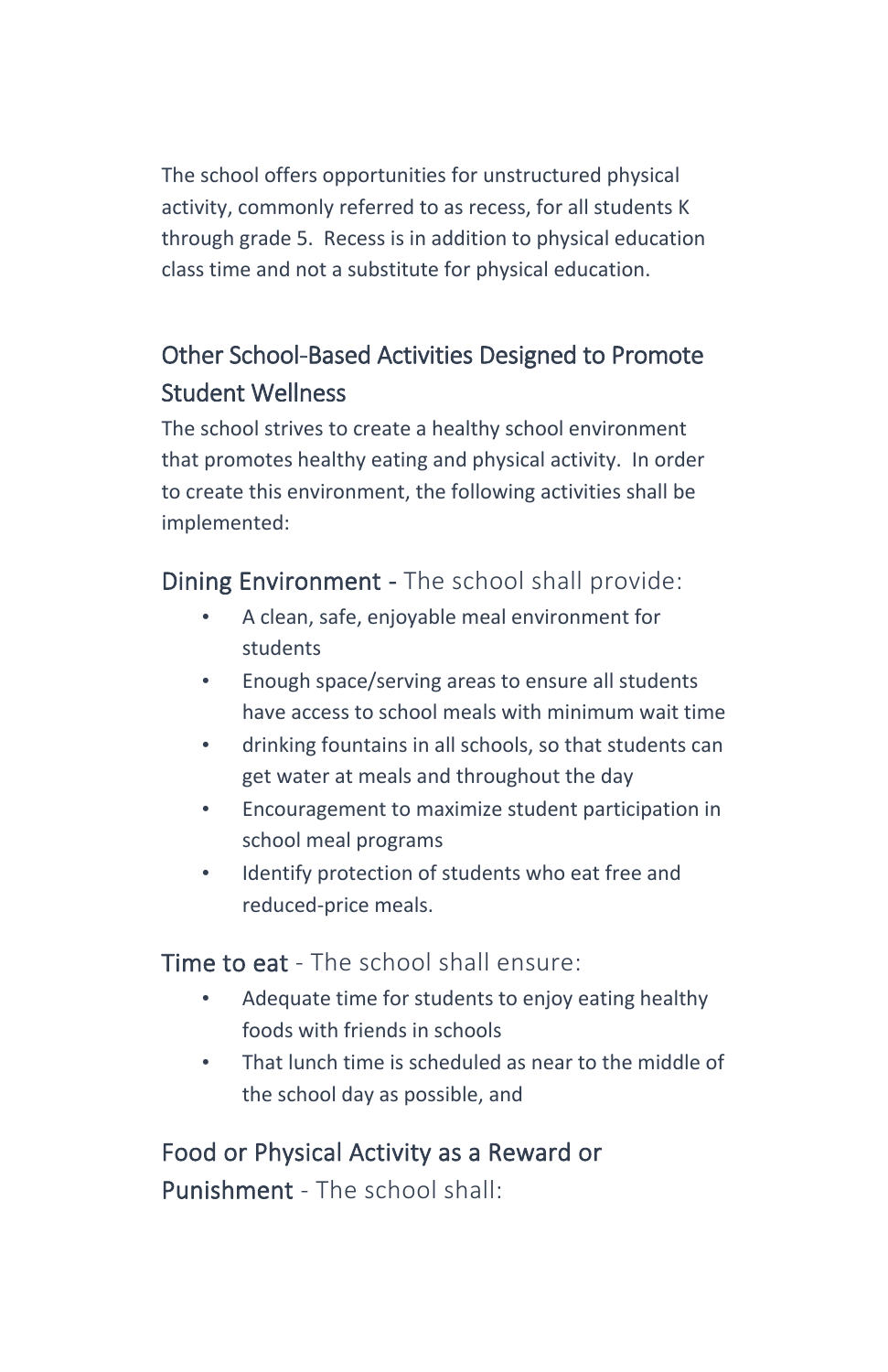The school offers opportunities for unstructured physical activity, commonly referred to as recess, for all students K through grade 5. Recess is in addition to physical education class time and not a substitute for physical education.

## Other School-Based Activities Designed to Promote Student Wellness

The school strives to create a healthy school environment that promotes healthy eating and physical activity. In order to create this environment, the following activities shall be implemented:

### Dining Environment - The school shall provide:

- A clean, safe, enjoyable meal environment for students
- Enough space/serving areas to ensure all students have access to school meals with minimum wait time
- drinking fountains in all schools, so that students can get water at meals and throughout the day
- Encouragement to maximize student participation in school meal programs
- Identify protection of students who eat free and reduced-price meals.

### Time to eat - The school shall ensure:

- Adequate time for students to enjoy eating healthy foods with friends in schools
- That lunch time is scheduled as near to the middle of the school day as possible, and

### Food or Physical Activity as a Reward or Punishment - The school shall: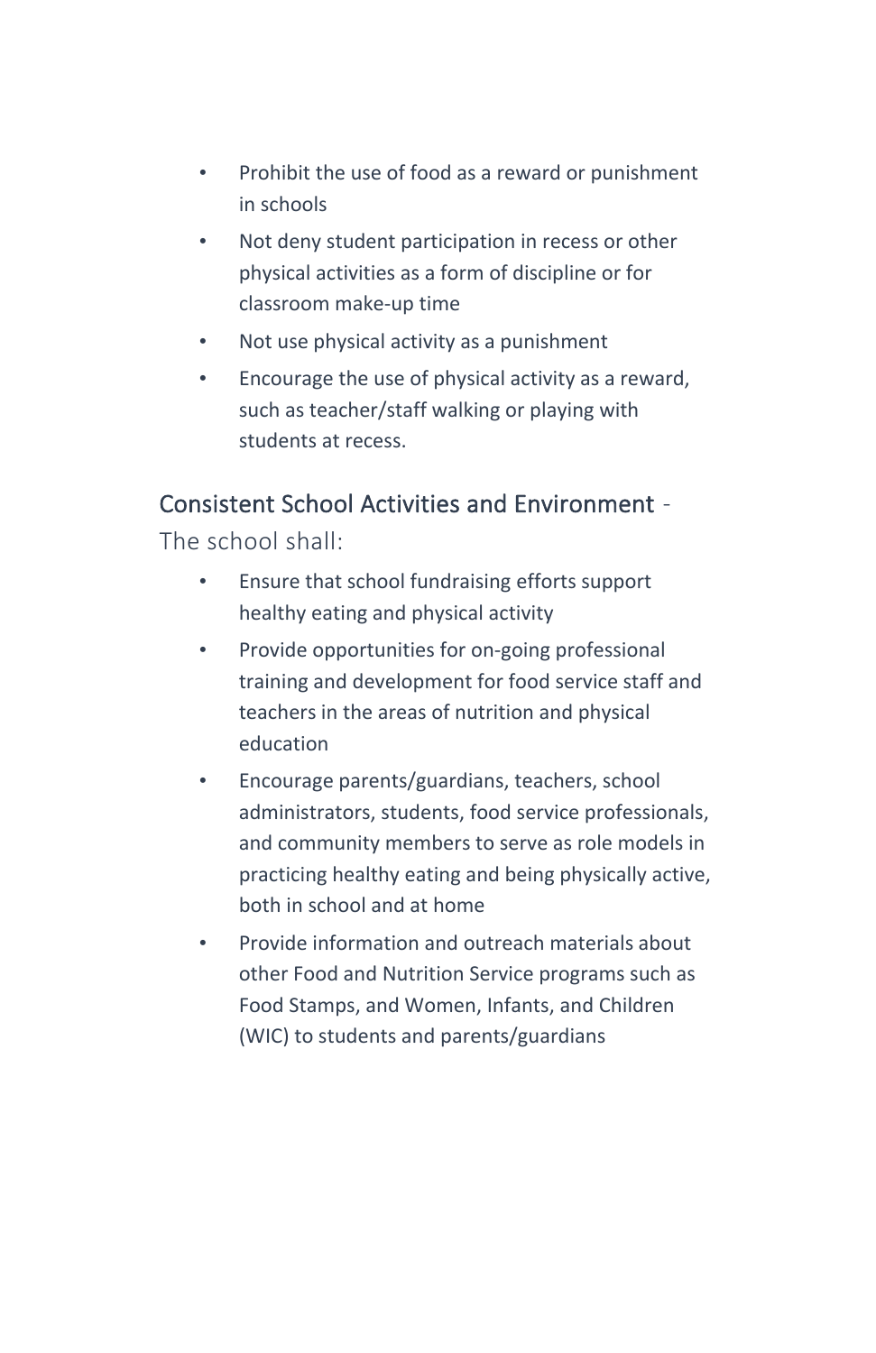- Prohibit the use of food as a reward or punishment in schools
- Not deny student participation in recess or other physical activities as a form of discipline or for classroom make-up time
- Not use physical activity as a punishment
- Encourage the use of physical activity as a reward, such as teacher/staff walking or playing with students at recess.

## Consistent School Activities and Environment - The school shall:

- Ensure that school fundraising efforts support healthy eating and physical activity
- Provide opportunities for on-going professional training and development for food service staff and teachers in the areas of nutrition and physical education
- Encourage parents/guardians, teachers, school administrators, students, food service professionals, and community members to serve as role models in practicing healthy eating and being physically active, both in school and at home
- Provide information and outreach materials about other Food and Nutrition Service programs such as Food Stamps, and Women, Infants, and Children (WIC) to students and parents/guardians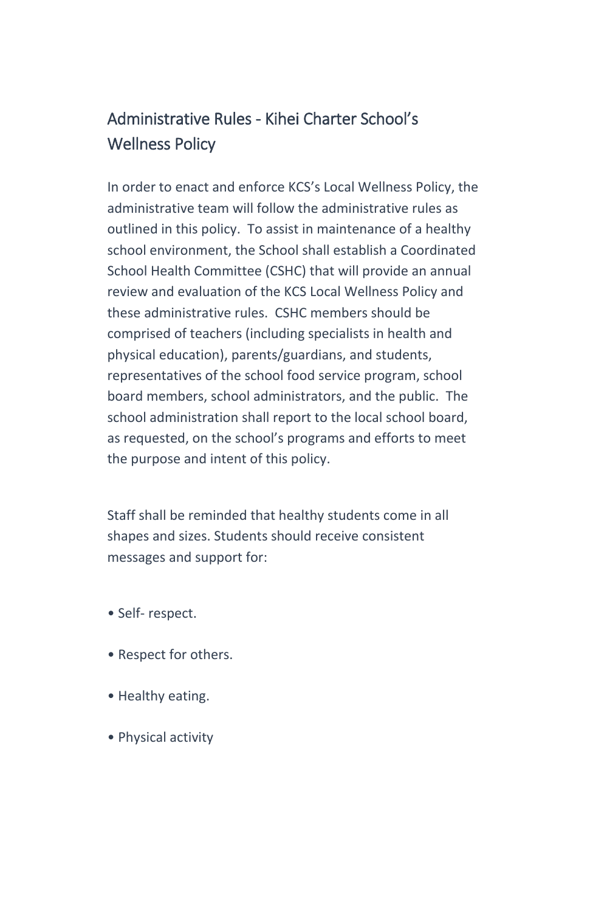## Administrative Rules - Kihei Charter School's Wellness Policy

In order to enact and enforce KCS's Local Wellness Policy, the administrative team will follow the administrative rules as outlined in this policy.  To assist in maintenance of a healthy school environment, the School shall establish a Coordinated School Health Committee (CSHC) that will provide an annual review and evaluation of the KCS Local Wellness Policy and these administrative rules.  CSHC members should be comprised of teachers (including specialists in health and physical education), parents/guardians, and students, representatives of the school food service program, school board members, school administrators, and the public.  The school administration shall report to the local school board, as requested, on the school's programs and efforts to meet the purpose and intent of this policy.

Staff shall be reminded that healthy students come in all shapes and sizes. Students should receive consistent messages and support for:

- Self- respect.
- Respect for others.
- Healthy eating.
- Physical activity